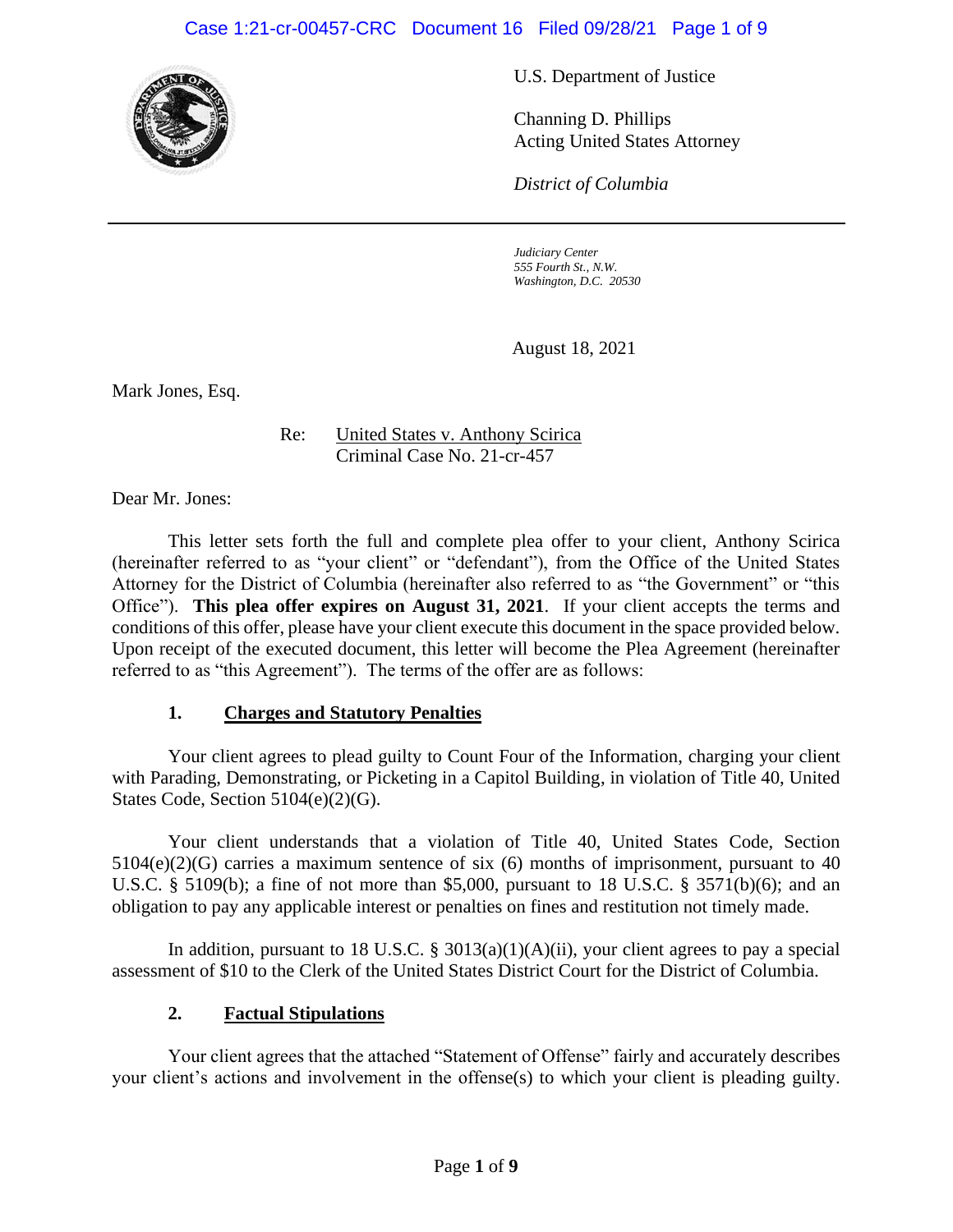U.S. Department of Justice

Channing D. Phillips
Acting United States Attorney

*District of Columbia*

---

*Judiciary Center*
*555 Fourth St., N.W.*
*Washington, D.C. 20530*

August 18, 2021

Mark Jones, Esq.

Re: United States v. Anthony Scirica
Criminal Case No. 21-cr-457

Dear Mr. Jones:

This letter sets forth the full and complete plea offer to your client, Anthony Scirica (hereinafter referred to as "your client" or "defendant"), from the Office of the United States Attorney for the District of Columbia (hereinafter also referred to as "the Government" or "this Office"). **This plea offer expires on August 31, 2021**. If your client accepts the terms and conditions of this offer, please have your client execute this document in the space provided below. Upon receipt of the executed document, this letter will become the Plea Agreement (hereinafter referred to as "this Agreement"). The terms of the offer are as follows:

## 1. Charges and Statutory Penalties

Your client agrees to plead guilty to Count Four of the Information, charging your client with Parading, Demonstrating, or Picketing in a Capitol Building, in violation of Title 40, United States Code, Section 5104(e)(2)(G).

Your client understands that a violation of Title 40, United States Code, Section 5104(e)(2)(G) carries a maximum sentence of six (6) months of imprisonment, pursuant to 40 U.S.C. § 5109(b); a fine of not more than $5,000, pursuant to 18 U.S.C. § 3571(b)(6); and an obligation to pay any applicable interest or penalties on fines and restitution not timely made.

In addition, pursuant to 18 U.S.C. § 3013(a)(1)(A)(ii), your client agrees to pay a special assessment of $10 to the Clerk of the United States District Court for the District of Columbia.

## 2. Factual Stipulations

Your client agrees that the attached "Statement of Offense" fairly and accurately describes your client's actions and involvement in the offense(s) to which your client is pleading guilty.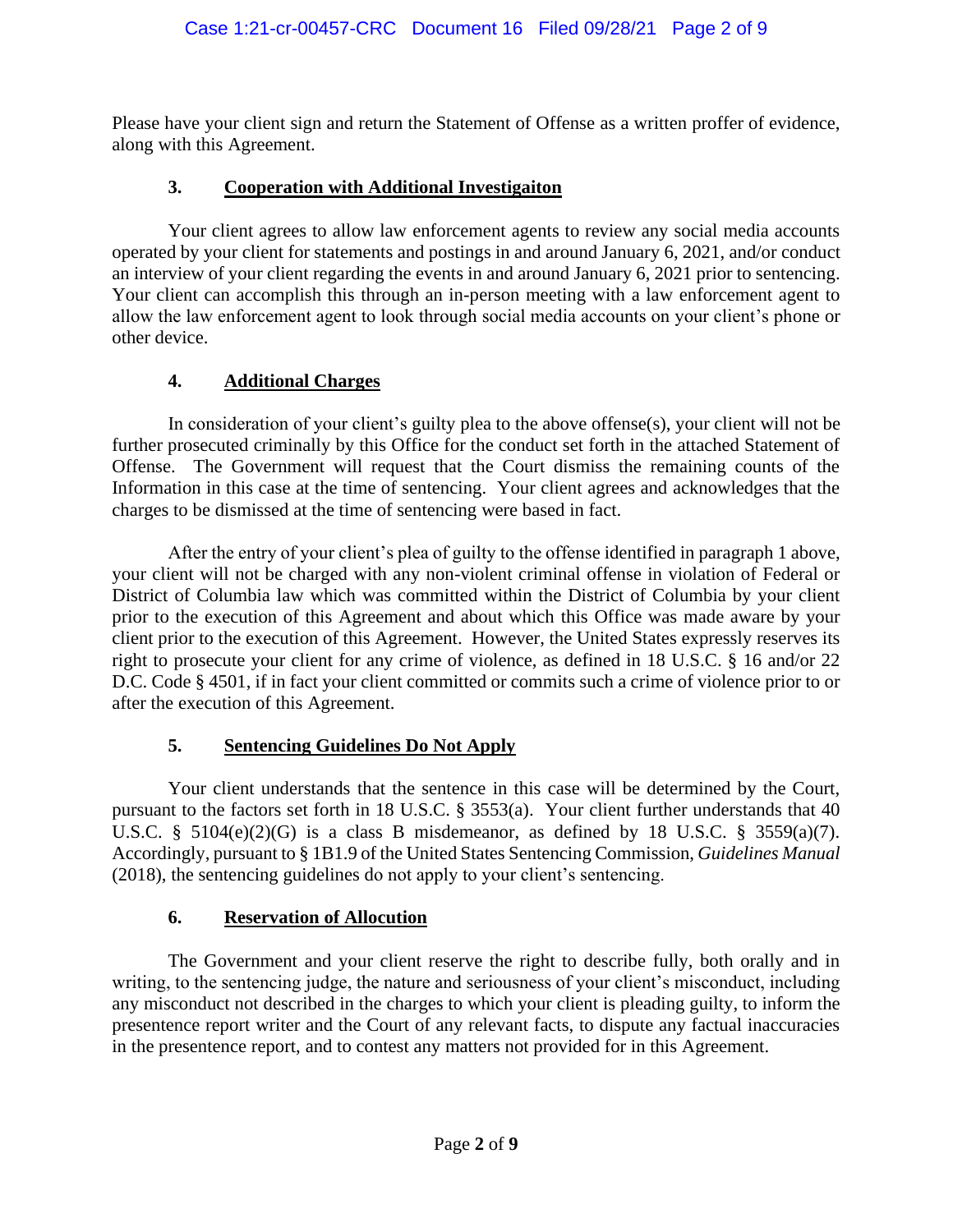Please have your client sign and return the Statement of Offense as a written proffer of evidence, along with this Agreement.

### 3. Cooperation with Additional Investigaiton

Your client agrees to allow law enforcement agents to review any social media accounts operated by your client for statements and postings in and around January 6, 2021, and/or conduct an interview of your client regarding the events in and around January 6, 2021 prior to sentencing. Your client can accomplish this through an in-person meeting with a law enforcement agent to allow the law enforcement agent to look through social media accounts on your client's phone or other device.

### 4. Additional Charges

In consideration of your client's guilty plea to the above offense(s), your client will not be further prosecuted criminally by this Office for the conduct set forth in the attached Statement of Offense. The Government will request that the Court dismiss the remaining counts of the Information in this case at the time of sentencing. Your client agrees and acknowledges that the charges to be dismissed at the time of sentencing were based in fact.

After the entry of your client's plea of guilty to the offense identified in paragraph 1 above, your client will not be charged with any non-violent criminal offense in violation of Federal or District of Columbia law which was committed within the District of Columbia by your client prior to the execution of this Agreement and about which this Office was made aware by your client prior to the execution of this Agreement. However, the United States expressly reserves its right to prosecute your client for any crime of violence, as defined in 18 U.S.C. § 16 and/or 22 D.C. Code § 4501, if in fact your client committed or commits such a crime of violence prior to or after the execution of this Agreement.

### 5. Sentencing Guidelines Do Not Apply

Your client understands that the sentence in this case will be determined by the Court, pursuant to the factors set forth in 18 U.S.C. § 3553(a). Your client further understands that 40 U.S.C. § 5104(e)(2)(G) is a class B misdemeanor, as defined by 18 U.S.C. § 3559(a)(7). Accordingly, pursuant to § 1B1.9 of the United States Sentencing Commission, *Guidelines Manual* (2018), the sentencing guidelines do not apply to your client's sentencing.

### 6. Reservation of Allocution

The Government and your client reserve the right to describe fully, both orally and in writing, to the sentencing judge, the nature and seriousness of your client's misconduct, including any misconduct not described in the charges to which your client is pleading guilty, to inform the presentence report writer and the Court of any relevant facts, to dispute any factual inaccuracies in the presentence report, and to contest any matters not provided for in this Agreement.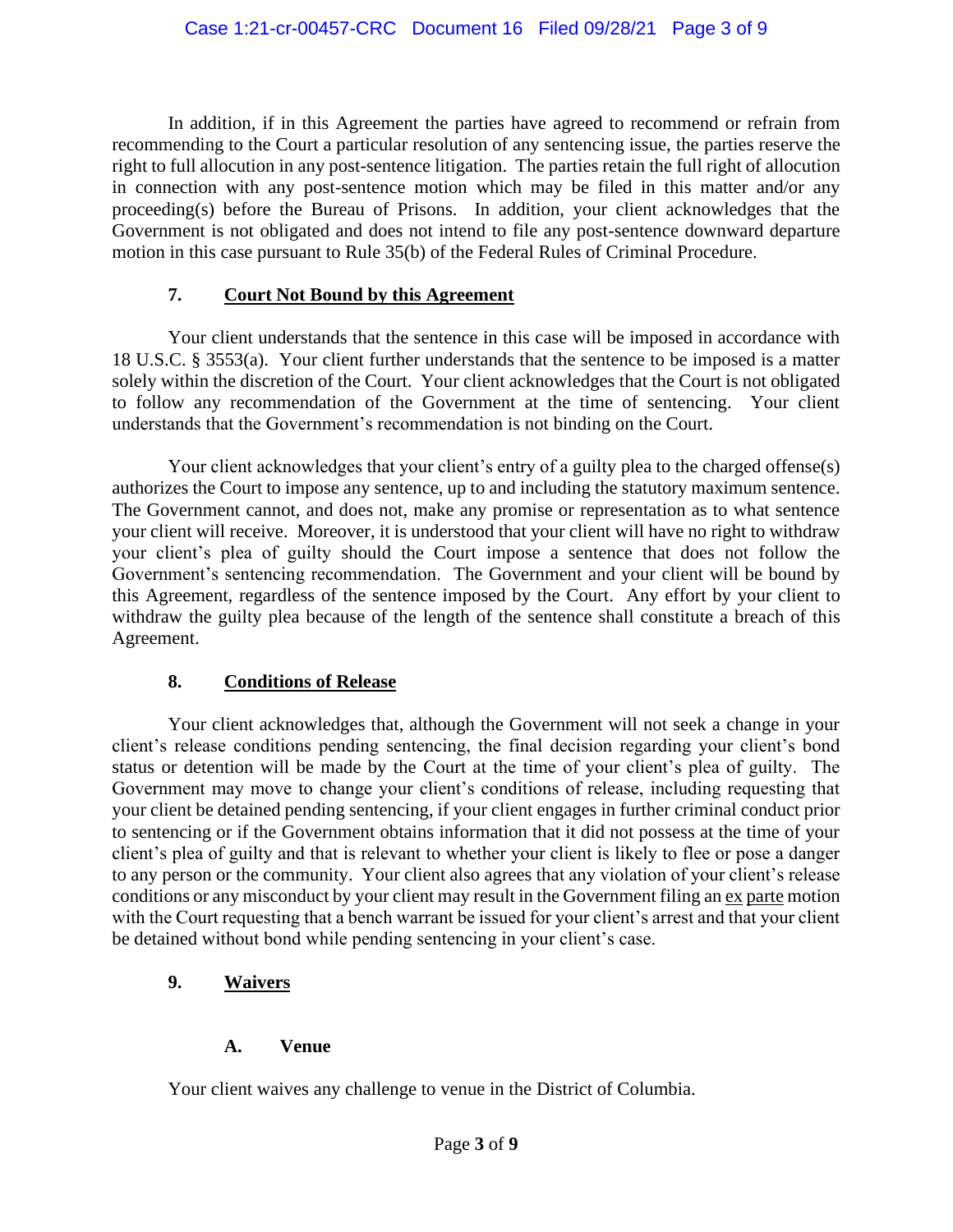In addition, if in this Agreement the parties have agreed to recommend or refrain from recommending to the Court a particular resolution of any sentencing issue, the parties reserve the right to full allocution in any post-sentence litigation. The parties retain the full right of allocution in connection with any post-sentence motion which may be filed in this matter and/or any proceeding(s) before the Bureau of Prisons. In addition, your client acknowledges that the Government is not obligated and does not intend to file any post-sentence downward departure motion in this case pursuant to Rule 35(b) of the Federal Rules of Criminal Procedure.

## 7. Court Not Bound by this Agreement

Your client understands that the sentence in this case will be imposed in accordance with 18 U.S.C. § 3553(a). Your client further understands that the sentence to be imposed is a matter solely within the discretion of the Court. Your client acknowledges that the Court is not obligated to follow any recommendation of the Government at the time of sentencing. Your client understands that the Government's recommendation is not binding on the Court.

Your client acknowledges that your client's entry of a guilty plea to the charged offense(s) authorizes the Court to impose any sentence, up to and including the statutory maximum sentence. The Government cannot, and does not, make any promise or representation as to what sentence your client will receive. Moreover, it is understood that your client will have no right to withdraw your client's plea of guilty should the Court impose a sentence that does not follow the Government's sentencing recommendation. The Government and your client will be bound by this Agreement, regardless of the sentence imposed by the Court. Any effort by your client to withdraw the guilty plea because of the length of the sentence shall constitute a breach of this Agreement.

## 8. Conditions of Release

Your client acknowledges that, although the Government will not seek a change in your client's release conditions pending sentencing, the final decision regarding your client's bond status or detention will be made by the Court at the time of your client's plea of guilty. The Government may move to change your client's conditions of release, including requesting that your client be detained pending sentencing, if your client engages in further criminal conduct prior to sentencing or if the Government obtains information that it did not possess at the time of your client's plea of guilty and that is relevant to whether your client is likely to flee or pose a danger to any person or the community. Your client also agrees that any violation of your client's release conditions or any misconduct by your client may result in the Government filing an ex parte motion with the Court requesting that a bench warrant be issued for your client's arrest and that your client be detained without bond while pending sentencing in your client's case.

## 9. Waivers

### A. Venue

Your client waives any challenge to venue in the District of Columbia.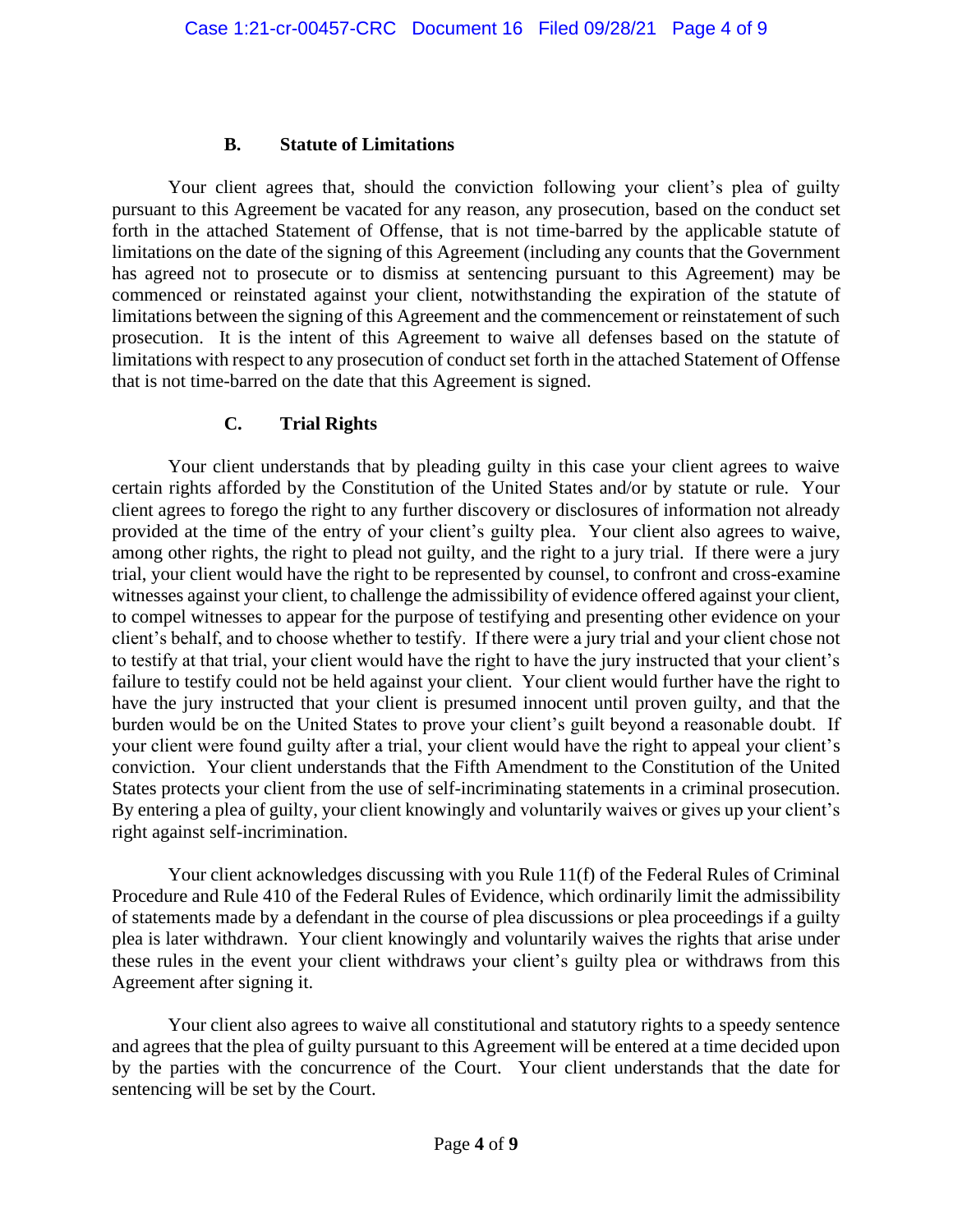### B. Statute of Limitations

Your client agrees that, should the conviction following your client's plea of guilty pursuant to this Agreement be vacated for any reason, any prosecution, based on the conduct set forth in the attached Statement of Offense, that is not time-barred by the applicable statute of limitations on the date of the signing of this Agreement (including any counts that the Government has agreed not to prosecute or to dismiss at sentencing pursuant to this Agreement) may be commenced or reinstated against your client, notwithstanding the expiration of the statute of limitations between the signing of this Agreement and the commencement or reinstatement of such prosecution. It is the intent of this Agreement to waive all defenses based on the statute of limitations with respect to any prosecution of conduct set forth in the attached Statement of Offense that is not time-barred on the date that this Agreement is signed.

### C. Trial Rights

Your client understands that by pleading guilty in this case your client agrees to waive certain rights afforded by the Constitution of the United States and/or by statute or rule. Your client agrees to forego the right to any further discovery or disclosures of information not already provided at the time of the entry of your client's guilty plea. Your client also agrees to waive, among other rights, the right to plead not guilty, and the right to a jury trial. If there were a jury trial, your client would have the right to be represented by counsel, to confront and cross-examine witnesses against your client, to challenge the admissibility of evidence offered against your client, to compel witnesses to appear for the purpose of testifying and presenting other evidence on your client's behalf, and to choose whether to testify. If there were a jury trial and your client chose not to testify at that trial, your client would have the right to have the jury instructed that your client's failure to testify could not be held against your client. Your client would further have the right to have the jury instructed that your client is presumed innocent until proven guilty, and that the burden would be on the United States to prove your client's guilt beyond a reasonable doubt. If your client were found guilty after a trial, your client would have the right to appeal your client's conviction. Your client understands that the Fifth Amendment to the Constitution of the United States protects your client from the use of self-incriminating statements in a criminal prosecution. By entering a plea of guilty, your client knowingly and voluntarily waives or gives up your client's right against self-incrimination.

Your client acknowledges discussing with you Rule 11(f) of the Federal Rules of Criminal Procedure and Rule 410 of the Federal Rules of Evidence, which ordinarily limit the admissibility of statements made by a defendant in the course of plea discussions or plea proceedings if a guilty plea is later withdrawn. Your client knowingly and voluntarily waives the rights that arise under these rules in the event your client withdraws your client's guilty plea or withdraws from this Agreement after signing it.

Your client also agrees to waive all constitutional and statutory rights to a speedy sentence and agrees that the plea of guilty pursuant to this Agreement will be entered at a time decided upon by the parties with the concurrence of the Court. Your client understands that the date for sentencing will be set by the Court.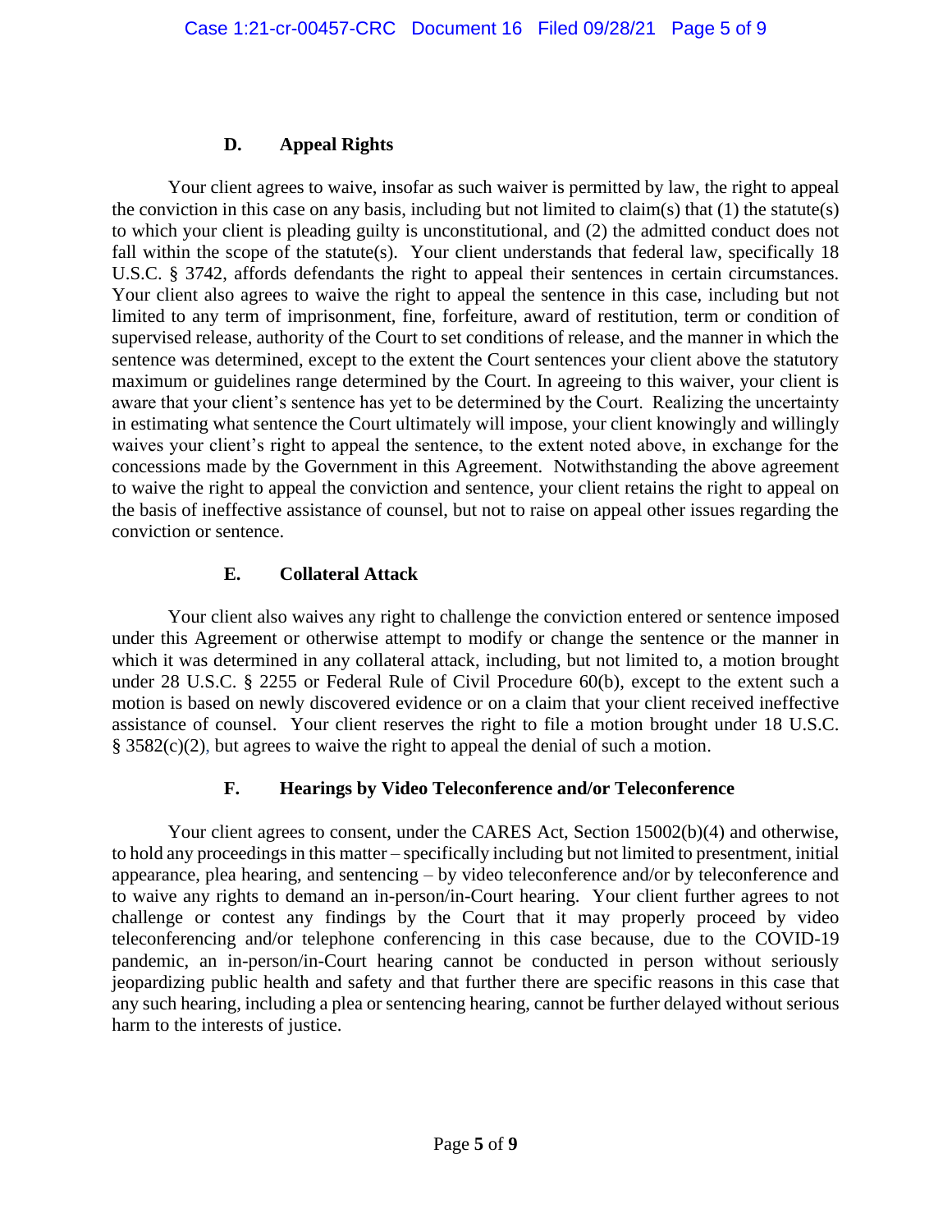### D. Appeal Rights

Your client agrees to waive, insofar as such waiver is permitted by law, the right to appeal the conviction in this case on any basis, including but not limited to claim(s) that (1) the statute(s) to which your client is pleading guilty is unconstitutional, and (2) the admitted conduct does not fall within the scope of the statute(s). Your client understands that federal law, specifically 18 U.S.C. § 3742, affords defendants the right to appeal their sentences in certain circumstances. Your client also agrees to waive the right to appeal the sentence in this case, including but not limited to any term of imprisonment, fine, forfeiture, award of restitution, term or condition of supervised release, authority of the Court to set conditions of release, and the manner in which the sentence was determined, except to the extent the Court sentences your client above the statutory maximum or guidelines range determined by the Court. In agreeing to this waiver, your client is aware that your client's sentence has yet to be determined by the Court. Realizing the uncertainty in estimating what sentence the Court ultimately will impose, your client knowingly and willingly waives your client's right to appeal the sentence, to the extent noted above, in exchange for the concessions made by the Government in this Agreement. Notwithstanding the above agreement to waive the right to appeal the conviction and sentence, your client retains the right to appeal on the basis of ineffective assistance of counsel, but not to raise on appeal other issues regarding the conviction or sentence.

### E. Collateral Attack

Your client also waives any right to challenge the conviction entered or sentence imposed under this Agreement or otherwise attempt to modify or change the sentence or the manner in which it was determined in any collateral attack, including, but not limited to, a motion brought under 28 U.S.C. § 2255 or Federal Rule of Civil Procedure 60(b), except to the extent such a motion is based on newly discovered evidence or on a claim that your client received ineffective assistance of counsel. Your client reserves the right to file a motion brought under 18 U.S.C. § 3582(c)(2), but agrees to waive the right to appeal the denial of such a motion.

### F. Hearings by Video Teleconference and/or Teleconference

Your client agrees to consent, under the CARES Act, Section 15002(b)(4) and otherwise, to hold any proceedings in this matter – specifically including but not limited to presentment, initial appearance, plea hearing, and sentencing – by video teleconference and/or by teleconference and to waive any rights to demand an in-person/in-Court hearing. Your client further agrees to not challenge or contest any findings by the Court that it may properly proceed by video teleconferencing and/or telephone conferencing in this case because, due to the COVID-19 pandemic, an in-person/in-Court hearing cannot be conducted in person without seriously jeopardizing public health and safety and that further there are specific reasons in this case that any such hearing, including a plea or sentencing hearing, cannot be further delayed without serious harm to the interests of justice.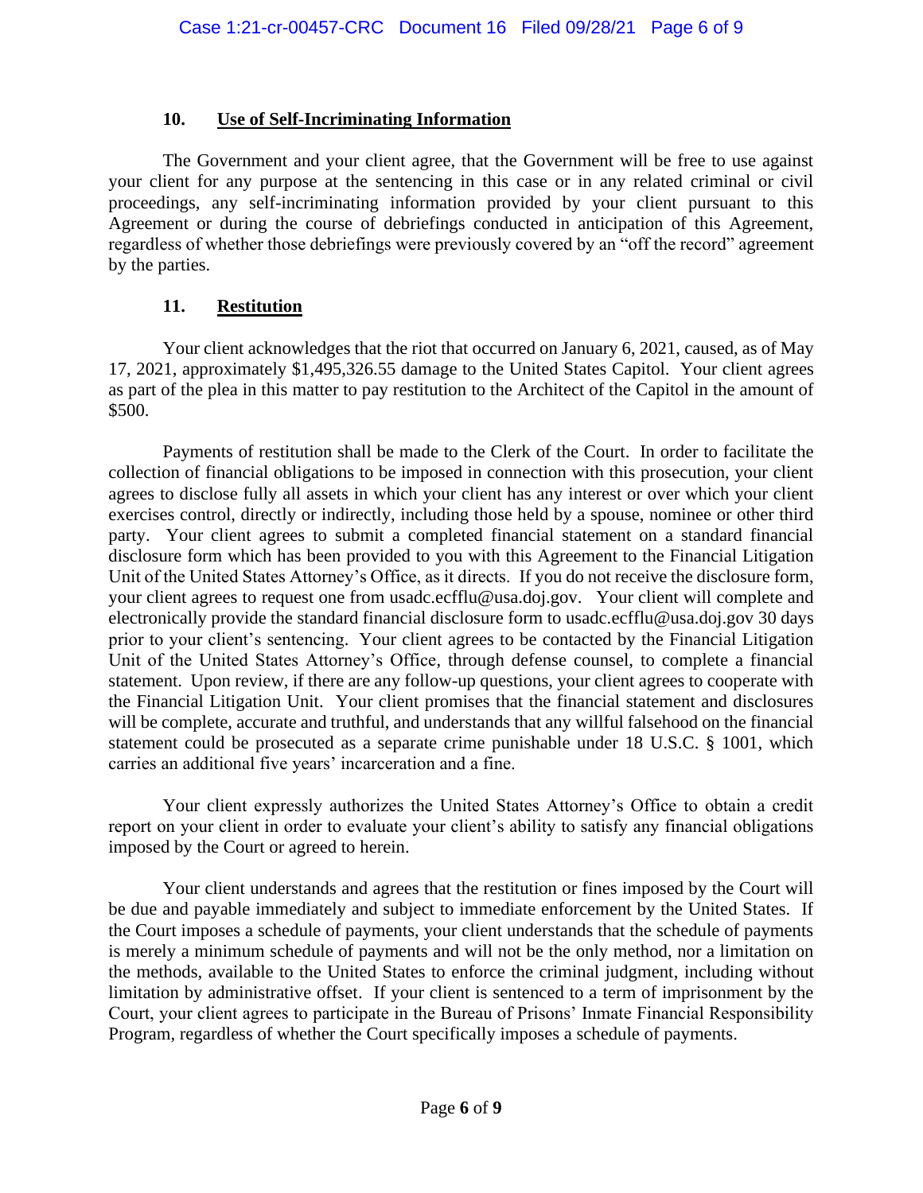### 10. Use of Self-Incriminating Information

The Government and your client agree, that the Government will be free to use against your client for any purpose at the sentencing in this case or in any related criminal or civil proceedings, any self-incriminating information provided by your client pursuant to this Agreement or during the course of debriefings conducted in anticipation of this Agreement, regardless of whether those debriefings were previously covered by an "off the record" agreement by the parties.

### 11. Restitution

Your client acknowledges that the riot that occurred on January 6, 2021, caused, as of May 17, 2021, approximately $1,495,326.55 damage to the United States Capitol. Your client agrees as part of the plea in this matter to pay restitution to the Architect of the Capitol in the amount of $500.

Payments of restitution shall be made to the Clerk of the Court. In order to facilitate the collection of financial obligations to be imposed in connection with this prosecution, your client agrees to disclose fully all assets in which your client has any interest or over which your client exercises control, directly or indirectly, including those held by a spouse, nominee or other third party. Your client agrees to submit a completed financial statement on a standard financial disclosure form which has been provided to you with this Agreement to the Financial Litigation Unit of the United States Attorney's Office, as it directs. If you do not receive the disclosure form, your client agrees to request one from usadc.ecfflu@usa.doj.gov. Your client will complete and electronically provide the standard financial disclosure form to usadc.ecfflu@usa.doj.gov 30 days prior to your client's sentencing. Your client agrees to be contacted by the Financial Litigation Unit of the United States Attorney's Office, through defense counsel, to complete a financial statement. Upon review, if there are any follow-up questions, your client agrees to cooperate with the Financial Litigation Unit. Your client promises that the financial statement and disclosures will be complete, accurate and truthful, and understands that any willful falsehood on the financial statement could be prosecuted as a separate crime punishable under 18 U.S.C. § 1001, which carries an additional five years' incarceration and a fine.

Your client expressly authorizes the United States Attorney's Office to obtain a credit report on your client in order to evaluate your client's ability to satisfy any financial obligations imposed by the Court or agreed to herein.

Your client understands and agrees that the restitution or fines imposed by the Court will be due and payable immediately and subject to immediate enforcement by the United States. If the Court imposes a schedule of payments, your client understands that the schedule of payments is merely a minimum schedule of payments and will not be the only method, nor a limitation on the methods, available to the United States to enforce the criminal judgment, including without limitation by administrative offset. If your client is sentenced to a term of imprisonment by the Court, your client agrees to participate in the Bureau of Prisons' Inmate Financial Responsibility Program, regardless of whether the Court specifically imposes a schedule of payments.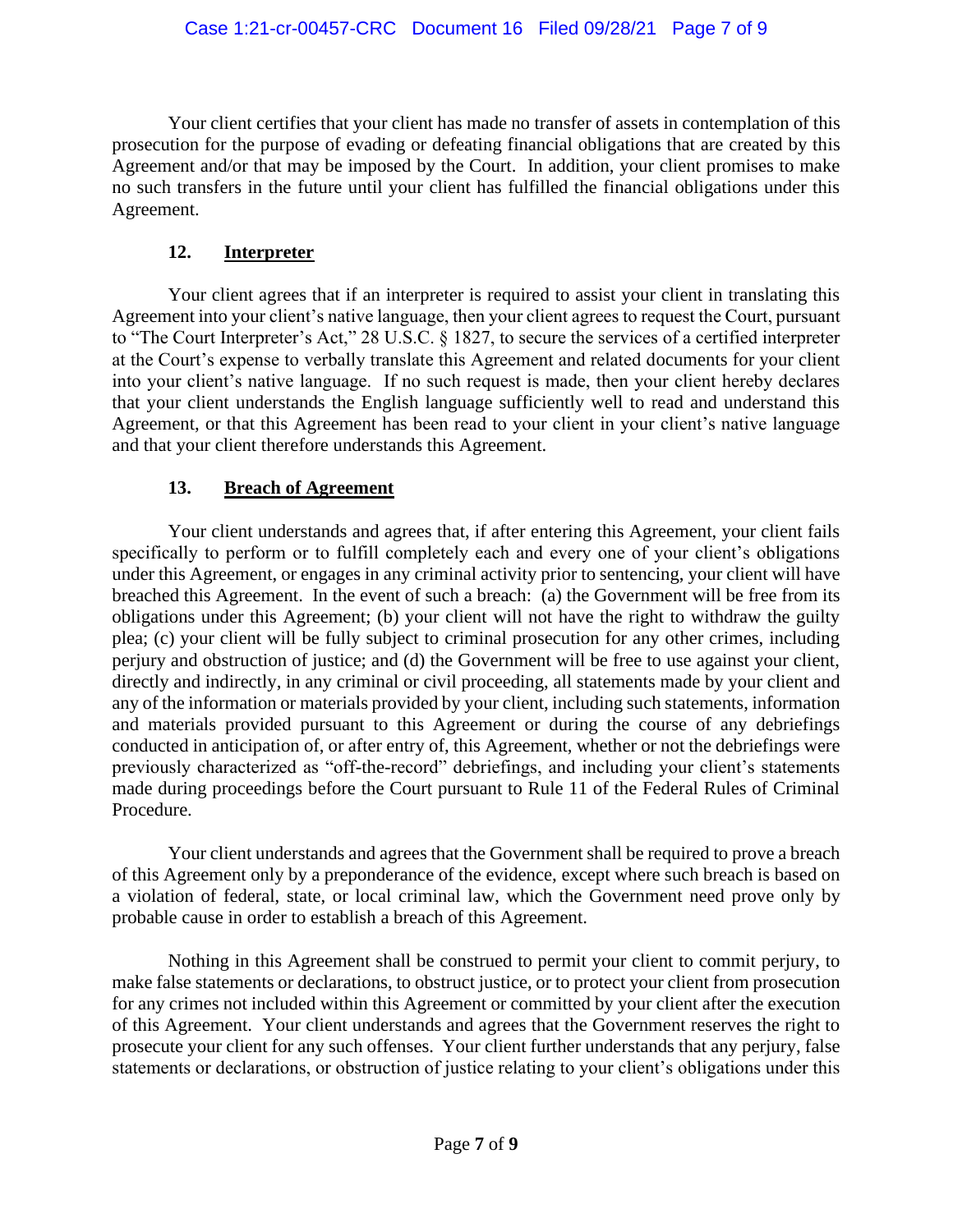Your client certifies that your client has made no transfer of assets in contemplation of this prosecution for the purpose of evading or defeating financial obligations that are created by this Agreement and/or that may be imposed by the Court. In addition, your client promises to make no such transfers in the future until your client has fulfilled the financial obligations under this Agreement.

## 12. Interpreter

Your client agrees that if an interpreter is required to assist your client in translating this Agreement into your client's native language, then your client agrees to request the Court, pursuant to "The Court Interpreter's Act," 28 U.S.C. § 1827, to secure the services of a certified interpreter at the Court's expense to verbally translate this Agreement and related documents for your client into your client's native language. If no such request is made, then your client hereby declares that your client understands the English language sufficiently well to read and understand this Agreement, or that this Agreement has been read to your client in your client's native language and that your client therefore understands this Agreement.

## 13. Breach of Agreement

Your client understands and agrees that, if after entering this Agreement, your client fails specifically to perform or to fulfill completely each and every one of your client's obligations under this Agreement, or engages in any criminal activity prior to sentencing, your client will have breached this Agreement. In the event of such a breach: (a) the Government will be free from its obligations under this Agreement; (b) your client will not have the right to withdraw the guilty plea; (c) your client will be fully subject to criminal prosecution for any other crimes, including perjury and obstruction of justice; and (d) the Government will be free to use against your client, directly and indirectly, in any criminal or civil proceeding, all statements made by your client and any of the information or materials provided by your client, including such statements, information and materials provided pursuant to this Agreement or during the course of any debriefings conducted in anticipation of, or after entry of, this Agreement, whether or not the debriefings were previously characterized as "off-the-record" debriefings, and including your client's statements made during proceedings before the Court pursuant to Rule 11 of the Federal Rules of Criminal Procedure.

Your client understands and agrees that the Government shall be required to prove a breach of this Agreement only by a preponderance of the evidence, except where such breach is based on a violation of federal, state, or local criminal law, which the Government need prove only by probable cause in order to establish a breach of this Agreement.

Nothing in this Agreement shall be construed to permit your client to commit perjury, to make false statements or declarations, to obstruct justice, or to protect your client from prosecution for any crimes not included within this Agreement or committed by your client after the execution of this Agreement. Your client understands and agrees that the Government reserves the right to prosecute your client for any such offenses. Your client further understands that any perjury, false statements or declarations, or obstruction of justice relating to your client's obligations under this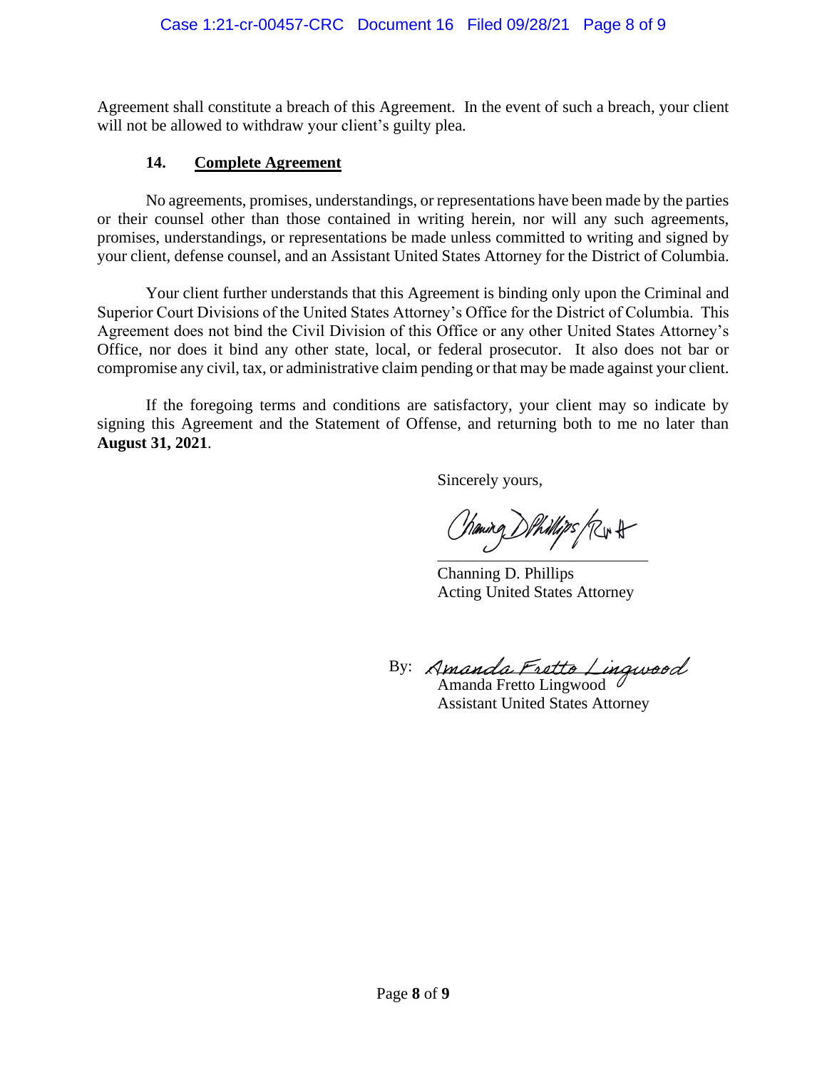Agreement shall constitute a breach of this Agreement. In the event of such a breach, your client will not be allowed to withdraw your client's guilty plea.

## 14. Complete Agreement

No agreements, promises, understandings, or representations have been made by the parties or their counsel other than those contained in writing herein, nor will any such agreements, promises, understandings, or representations be made unless committed to writing and signed by your client, defense counsel, and an Assistant United States Attorney for the District of Columbia.

Your client further understands that this Agreement is binding only upon the Criminal and Superior Court Divisions of the United States Attorney's Office for the District of Columbia. This Agreement does not bind the Civil Division of this Office or any other United States Attorney's Office, nor does it bind any other state, local, or federal prosecutor. It also does not bar or compromise any civil, tax, or administrative claim pending or that may be made against your client.

If the foregoing terms and conditions are satisfactory, your client may so indicate by signing this Agreement and the Statement of Offense, and returning both to me no later than **August 31, 2021**.

Sincerely yours,

Channing D. Phillips / RWH

Channing D. Phillips
Acting United States Attorney

By: Amanda Fretto Lingwood
Amanda Fretto Lingwood
Assistant United States Attorney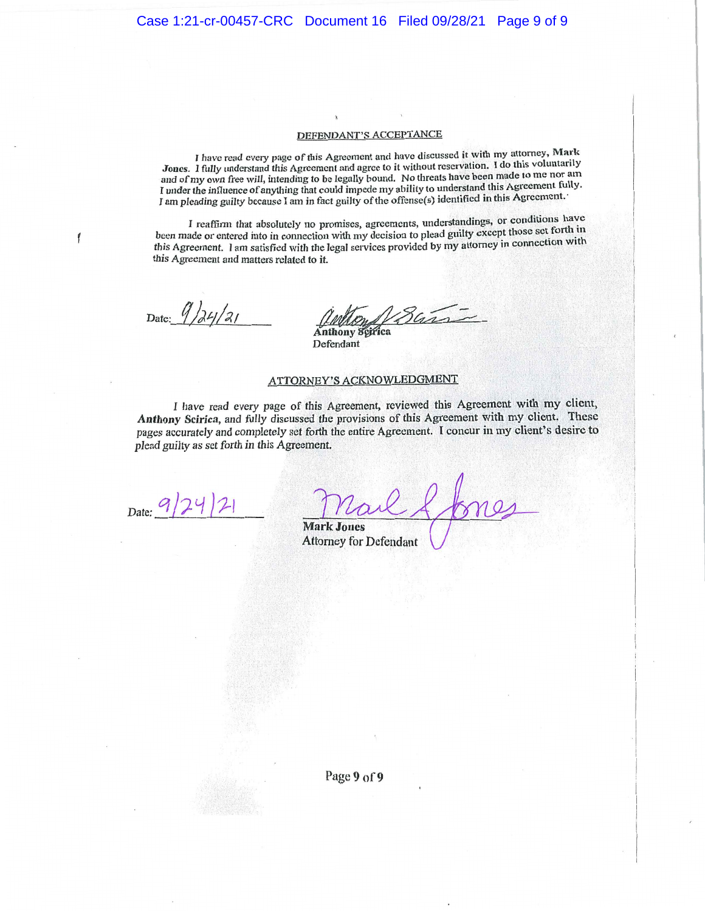## DEFENDANT'S ACCEPTANCE

I have read every page of this Agreement and have discussed it with my attorney, **Mark Jones**. I fully understand this Agreement and agree to it without reservation. I do this voluntarily and of my own free will, intending to be legally bound. No threats have been made to me nor am I under the influence of anything that could impede my ability to understand this Agreement fully. I am pleading guilty because I am in fact guilty of the offense(s) identified in this Agreement.

I reaffirm that absolutely no promises, agreements, understandings, or conditions have been made or entered into in connection with my decision to plead guilty except those set forth in this Agreement. I am satisfied with the legal services provided by my attorney in connection with this Agreement and matters related to it.

Date: 9/24/21

**Anthony Scirica**
Defendant

## ATTORNEY'S ACKNOWLEDGMENT

I have read every page of this Agreement, reviewed this Agreement with my client, **Anthony Scirica**, and fully discussed the provisions of this Agreement with my client. These pages accurately and completely set forth the entire Agreement. I concur in my client's desire to plead guilty as set forth in this Agreement.

Date: 9/24/21

**Mark Jones**
Attorney for Defendant